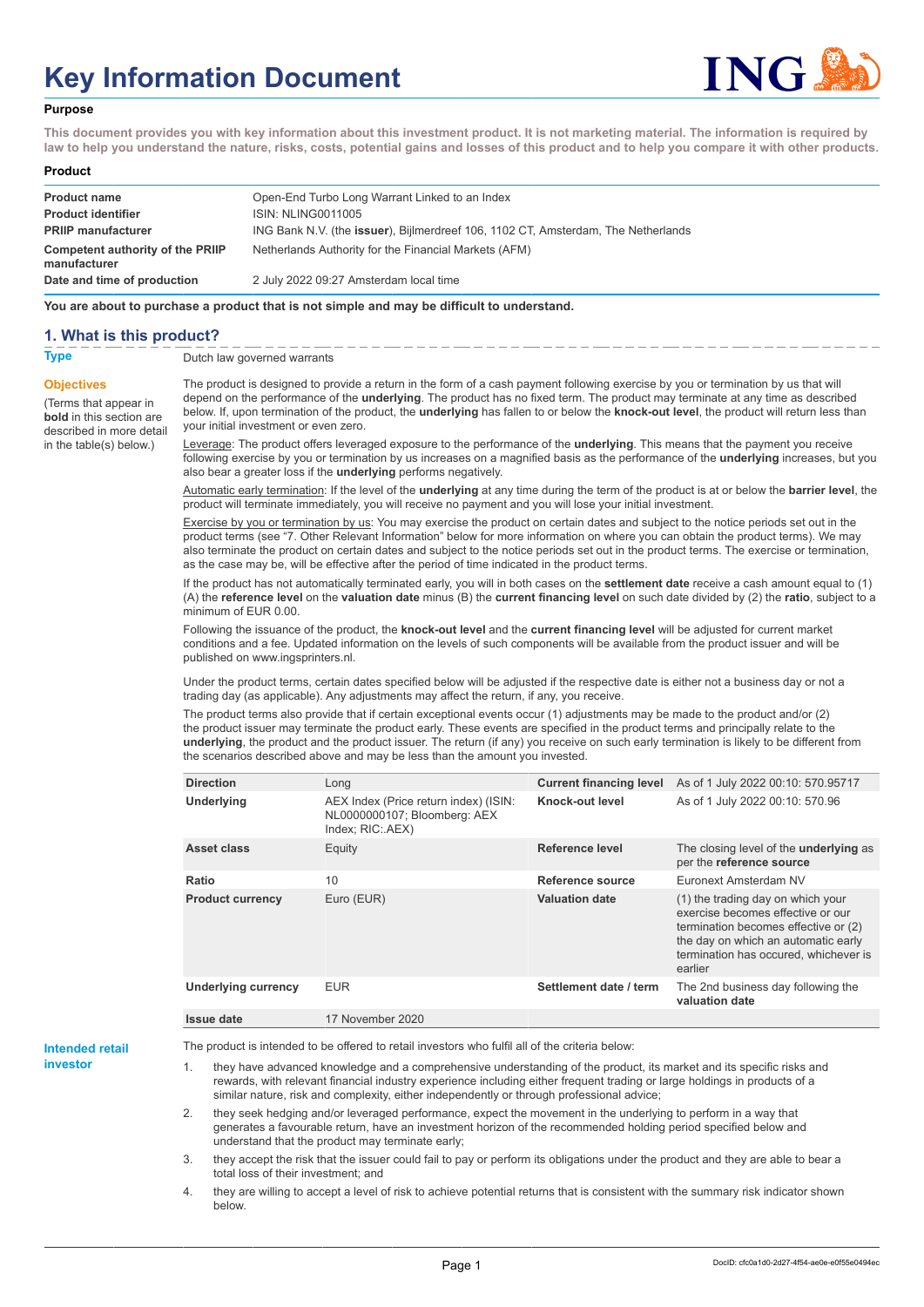# Key Information Document

**Purpose**

**This document provides you with key information about this investment product. It is not marketing material. The information is required by law to help you understand the nature, risks, costs, potential gains and losses of this product and to help you compare it with other products.**

**Product**

| | |
|---|---|
| **Product name** | Open-End Turbo Long Warrant Linked to an Index |
| **Product identifier** | ISIN: NLING0011005 |
| **PRIIP manufacturer** | ING Bank N.V. (the **issuer**), Bijlmerdreef 106, 1102 CT, Amsterdam, The Netherlands |
| **Competent authority of the PRIIP manufacturer** | Netherlands Authority for the Financial Markets (AFM) |
| **Date and time of production** | 2 July 2022 09:27 Amsterdam local time |

**You are about to purchase a product that is not simple and may be difficult to understand.**

## 1. What is this product?

**Type**

Dutch law governed warrants

**Objectives**

(Terms that appear in **bold** in this section are described in more detail in the table(s) below.)

The product is designed to provide a return in the form of a cash payment following exercise by you or termination by us that will depend on the performance of the **underlying**. The product has no fixed term. The product may terminate at any time as described below. If, upon termination of the product, the **underlying** has fallen to or below the **knock-out level**, the product will return less than your initial investment or even zero.

Leverage: The product offers leveraged exposure to the performance of the **underlying**. This means that the payment you receive following exercise by you or termination by us increases on a magnified basis as the performance of the **underlying** increases, but you also bear a greater loss if the **underlying** performs negatively.

Automatic early termination: If the level of the **underlying** at any time during the term of the product is at or below the **barrier level**, the product will terminate immediately, you will receive no payment and you will lose your initial investment.

Exercise by you or termination by us: You may exercise the product on certain dates and subject to the notice periods set out in the product terms (see "7. Other Relevant Information" below for more information on where you can obtain the product terms). We may also terminate the product on certain dates and subject to the notice periods set out in the product terms. The exercise or termination, as the case may be, will be effective after the period of time indicated in the product terms.

If the product has not automatically terminated early, you will in both cases on the **settlement date** receive a cash amount equal to (1) (A) the **reference level** on the **valuation date** minus (B) the **current financing level** on such date divided by (2) the **ratio**, subject to a minimum of EUR 0.00.

Following the issuance of the product, the **knock-out level** and the **current financing level** will be adjusted for current market conditions and a fee. Updated information on the levels of such components will be available from the product issuer and will be published on www.ingsprinters.nl.

Under the product terms, certain dates specified below will be adjusted if the respective date is either not a business day or not a trading day (as applicable). Any adjustments may affect the return, if any, you receive.

The product terms also provide that if certain exceptional events occur (1) adjustments may be made to the product and/or (2) the product issuer may terminate the product early. These events are specified in the product terms and principally relate to the **underlying**, the product and the product issuer. The return (if any) you receive on such early termination is likely to be different from the scenarios described above and may be less than the amount you invested.

| | | | |
|---|---|---|---|
| **Direction** | Long | **Current financing level** | As of 1 July 2022 00:10: 570.95717 |
| **Underlying** | AEX Index (Price return index) (ISIN: NL0000000107; Bloomberg: AEX Index; RIC:.AEX) | **Knock-out level** | As of 1 July 2022 00:10: 570.96 |
| **Asset class** | Equity | **Reference level** | The closing level of the **underlying** as per the **reference source** |
| **Ratio** | 10 | **Reference source** | Euronext Amsterdam NV |
| **Product currency** | Euro (EUR) | **Valuation date** | (1) the trading day on which your exercise becomes effective or our termination becomes effective or (2) the day on which an automatic early termination has occured, whichever is earlier |
| **Underlying currency** | EUR | **Settlement date / term** | The 2nd business day following the **valuation date** |
| **Issue date** | 17 November 2020 | | |

**Intended retail investor**

The product is intended to be offered to retail investors who fulfil all of the criteria below:

1. they have advanced knowledge and a comprehensive understanding of the product, its market and its specific risks and rewards, with relevant financial industry experience including either frequent trading or large holdings in products of a similar nature, risk and complexity, either independently or through professional advice;
2. they seek hedging and/or leveraged performance, expect the movement in the underlying to perform in a way that generates a favourable return, have an investment horizon of the recommended holding period specified below and understand that the product may terminate early;
3. they accept the risk that the issuer could fail to pay or perform its obligations under the product and they are able to bear a total loss of their investment; and
4. they are willing to accept a level of risk to achieve potential returns that is consistent with the summary risk indicator shown below.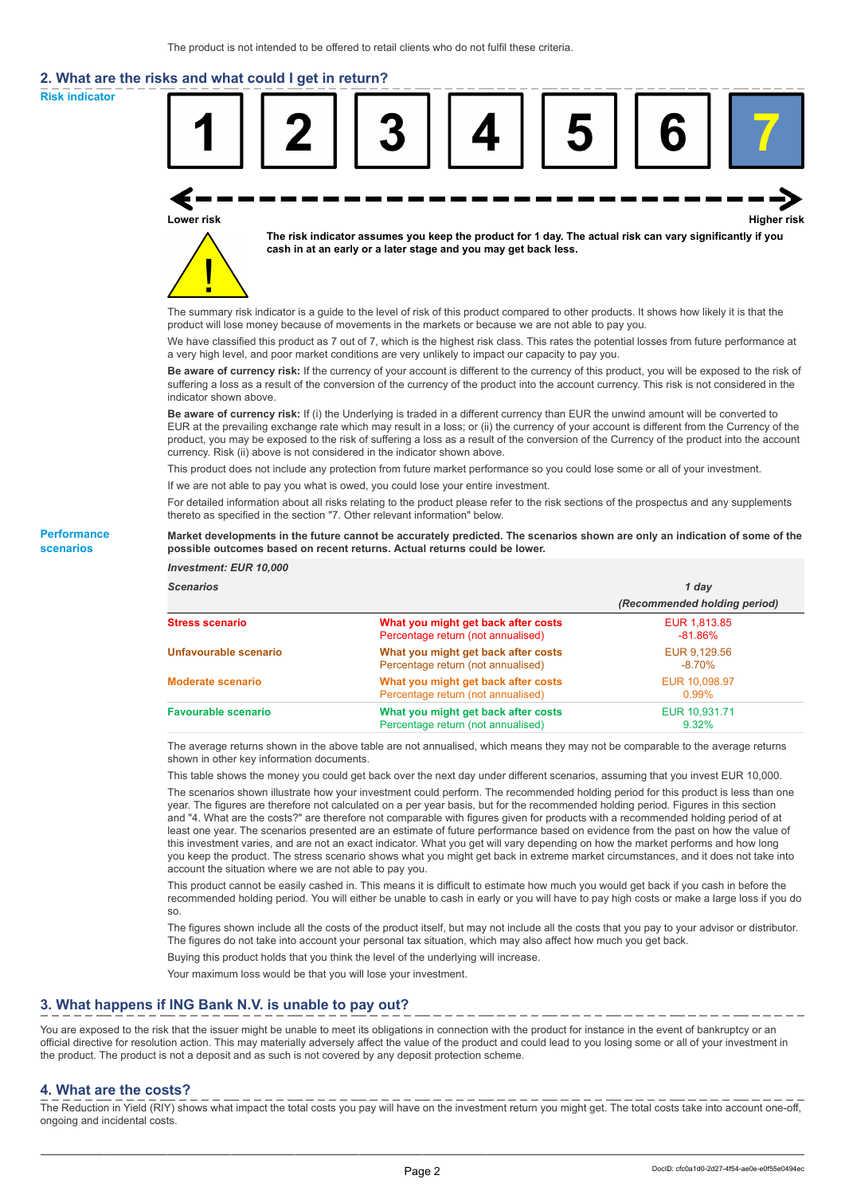The product is not intended to be offered to retail clients who do not fulfil these criteria.

## 2. What are the risks and what could I get in return?

**Risk indicator**

| 1 | 2 | 3 | 4 | 5 | 6 | **7** |
|---|---|---|---|---|---|---|

Lower risk — Higher risk

**The risk indicator assumes you keep the product for 1 day. The actual risk can vary significantly if you cash in at an early or a later stage and you may get back less.**

The summary risk indicator is a guide to the level of risk of this product compared to other products. It shows how likely it is that the product will lose money because of movements in the markets or because we are not able to pay you.

We have classified this product as 7 out of 7, which is the highest risk class. This rates the potential losses from future performance at a very high level, and poor market conditions are very unlikely to impact our capacity to pay you.

**Be aware of currency risk:** If the currency of your account is different to the currency of this product, you will be exposed to the risk of suffering a loss as a result of the conversion of the currency of the product into the account currency. This risk is not considered in the indicator shown above.

**Be aware of currency risk:** If (i) the Underlying is traded in a different currency than EUR the unwind amount will be converted to EUR at the prevailing exchange rate which may result in a loss; or (ii) the currency of your account is different from the Currency of the product, you may be exposed to the risk of suffering a loss as a result of the conversion of the Currency of the product into the account currency. Risk (ii) above is not considered in the indicator shown above.

This product does not include any protection from future market performance so you could lose some or all of your investment.

If we are not able to pay you what is owed, you could lose your entire investment.

For detailed information about all risks relating to the product please refer to the risk sections of the prospectus and any supplements thereto as specified in the section "7. Other relevant information" below.

**Performance scenarios**

**Market developments in the future cannot be accurately predicted. The scenarios shown are only an indication of some of the possible outcomes based on recent returns. Actual returns could be lower.**

| *Investment: EUR 10,000* | | |
|---|---|---|
| *Scenarios* | | *1 day (Recommended holding period)* |
| **Stress scenario** | **What you might get back after costs** | EUR 1,813.85 |
| | Percentage return (not annualised) | -81.86% |
| **Unfavourable scenario** | **What you might get back after costs** | EUR 9,129.56 |
| | Percentage return (not annualised) | -8.70% |
| **Moderate scenario** | **What you might get back after costs** | EUR 10,098.97 |
| | Percentage return (not annualised) | 0.99% |
| **Favourable scenario** | **What you might get back after costs** | EUR 10,931.71 |
| | Percentage return (not annualised) | 9.32% |

The average returns shown in the above table are not annualised, which means they may not be comparable to the average returns shown in other key information documents.

This table shows the money you could get back over the next day under different scenarios, assuming that you invest EUR 10,000.

The scenarios shown illustrate how your investment could perform. The recommended holding period for this product is less than one year. The figures are therefore not calculated on a per year basis, but for the recommended holding period. Figures in this section and "4. What are the costs?" are therefore not comparable with figures given for products with a recommended holding period of at least one year. The scenarios presented are an estimate of future performance based on evidence from the past on how the value of this investment varies, and are not an exact indicator. What you get will vary depending on how the market performs and how long you keep the product. The stress scenario shows what you might get back in extreme market circumstances, and it does not take into account the situation where we are not able to pay you.

This product cannot be easily cashed in. This means it is difficult to estimate how much you would get back if you cash in before the recommended holding period. You will either be unable to cash in early or you will have to pay high costs or make a large loss if you do so.

The figures shown include all the costs of the product itself, but may not include all the costs that you pay to your advisor or distributor. The figures do not take into account your personal tax situation, which may also affect how much you get back.

Buying this product holds that you think the level of the underlying will increase.

Your maximum loss would be that you will lose your investment.

## 3. What happens if ING Bank N.V. is unable to pay out?

You are exposed to the risk that the issuer might be unable to meet its obligations in connection with the product for instance in the event of bankruptcy or an official directive for resolution action. This may materially adversely affect the value of the product and could lead to you losing some or all of your investment in the product. The product is not a deposit and as such is not covered by any deposit protection scheme.

## 4. What are the costs?

The Reduction in Yield (RIY) shows what impact the total costs you pay will have on the investment return you might get. The total costs take into account one-off, ongoing and incidental costs.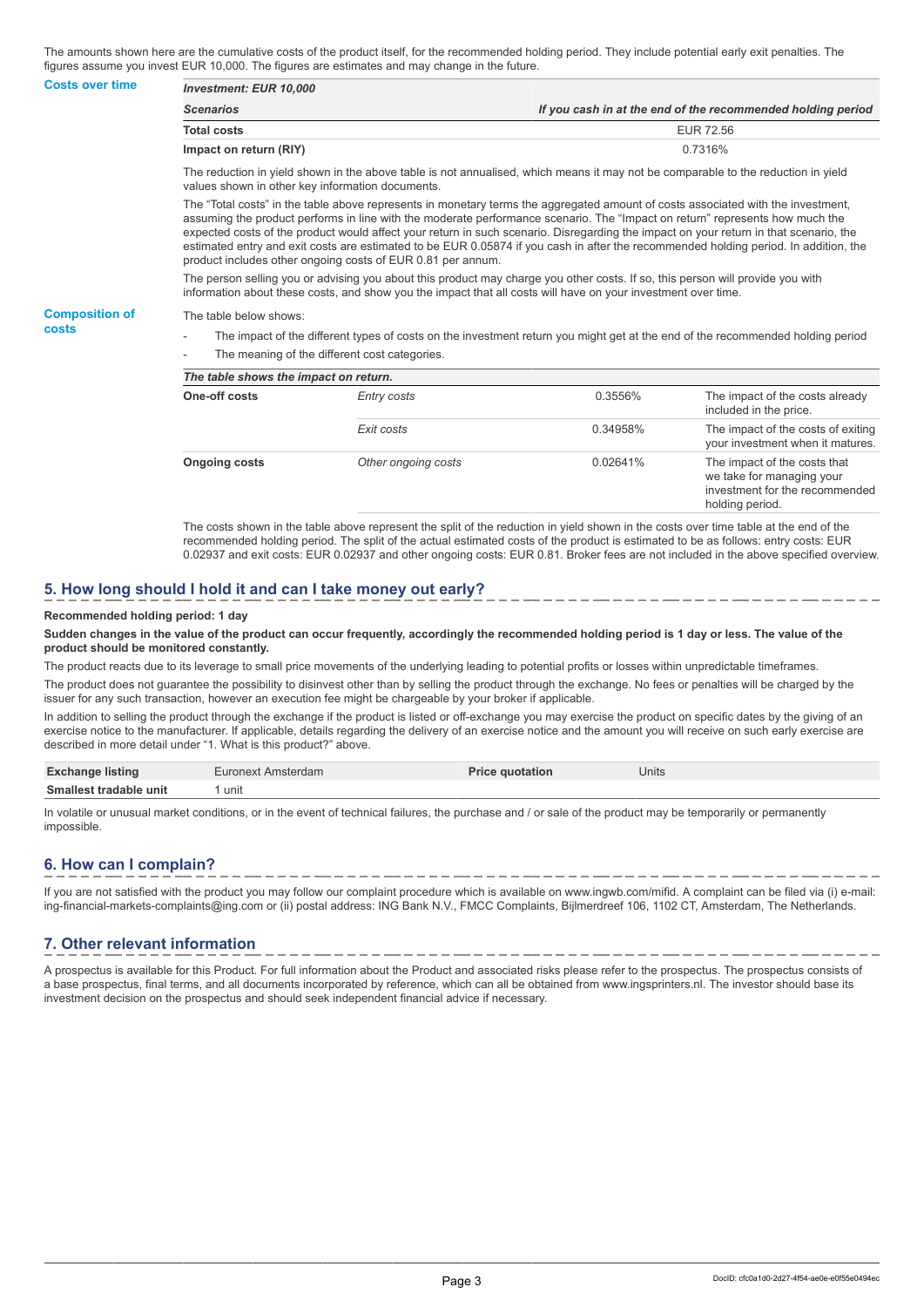The amounts shown here are the cumulative costs of the product itself, for the recommended holding period. They include potential early exit penalties. The figures assume you invest EUR 10,000. The figures are estimates and may change in the future.

**Costs over time**

| *Investment: EUR 10,000* | |
|---|---|
| ***Scenarios*** | ***If you cash in at the end of the recommended holding period*** |
| **Total costs** | EUR 72.56 |
| **Impact on return (RIY)** | 0.7316% |

The reduction in yield shown in the above table is not annualised, which means it may not be comparable to the reduction in yield values shown in other key information documents.

The "Total costs" in the table above represents in monetary terms the aggregated amount of costs associated with the investment, assuming the product performs in line with the moderate performance scenario. The "Impact on return" represents how much the expected costs of the product would affect your return in such scenario. Disregarding the impact on your return in that scenario, the estimated entry and exit costs are estimated to be EUR 0.05874 if you cash in after the recommended holding period. In addition, the product includes other ongoing costs of EUR 0.81 per annum.

The person selling you or advising you about this product may charge you other costs. If so, this person will provide you with information about these costs, and show you the impact that all costs will have on your investment over time.

**Composition of costs**

The table below shows:

- The impact of the different types of costs on the investment return you might get at the end of the recommended holding period
- The meaning of the different cost categories.

| *The table shows the impact on return.* | | | |
|---|---|---|---|
| **One-off costs** | *Entry costs* | 0.3556% | The impact of the costs already included in the price. |
| | *Exit costs* | 0.34958% | The impact of the costs of exiting your investment when it matures. |
| **Ongoing costs** | *Other ongoing costs* | 0.02641% | The impact of the costs that we take for managing your investment for the recommended holding period. |

The costs shown in the table above represent the split of the reduction in yield shown in the costs over time table at the end of the recommended holding period. The split of the actual estimated costs of the product is estimated to be as follows: entry costs: EUR 0.02937 and exit costs: EUR 0.02937 and other ongoing costs: EUR 0.81. Broker fees are not included in the above specified overview.

## 5. How long should I hold it and can I take money out early?

**Recommended holding period: 1 day**

**Sudden changes in the value of the product can occur frequently, accordingly the recommended holding period is 1 day or less. The value of the product should be monitored constantly.**

The product reacts due to its leverage to small price movements of the underlying leading to potential profits or losses within unpredictable timeframes.

The product does not guarantee the possibility to disinvest other than by selling the product through the exchange. No fees or penalties will be charged by the issuer for any such transaction, however an execution fee might be chargeable by your broker if applicable.

In addition to selling the product through the exchange if the product is listed or off-exchange you may exercise the product on specific dates by the giving of an exercise notice to the manufacturer. If applicable, details regarding the delivery of an exercise notice and the amount you will receive on such early exercise are described in more detail under "1. What is this product?" above.

| | | | |
|---|---|---|---|
| **Exchange listing** | Euronext Amsterdam | **Price quotation** | Units |
| **Smallest tradable unit** | 1 unit | | |

In volatile or unusual market conditions, or in the event of technical failures, the purchase and / or sale of the product may be temporarily or permanently impossible.

## 6. How can I complain?

If you are not satisfied with the product you may follow our complaint procedure which is available on www.ingwb.com/mifid. A complaint can be filed via (i) e-mail: ing-financial-markets-complaints@ing.com or (ii) postal address: ING Bank N.V., FMCC Complaints, Bijlmerdreef 106, 1102 CT, Amsterdam, The Netherlands.

## 7. Other relevant information

A prospectus is available for this Product. For full information about the Product and associated risks please refer to the prospectus. The prospectus consists of a base prospectus, final terms, and all documents incorporated by reference, which can all be obtained from www.ingsprinters.nl. The investor should base its investment decision on the prospectus and should seek independent financial advice if necessary.